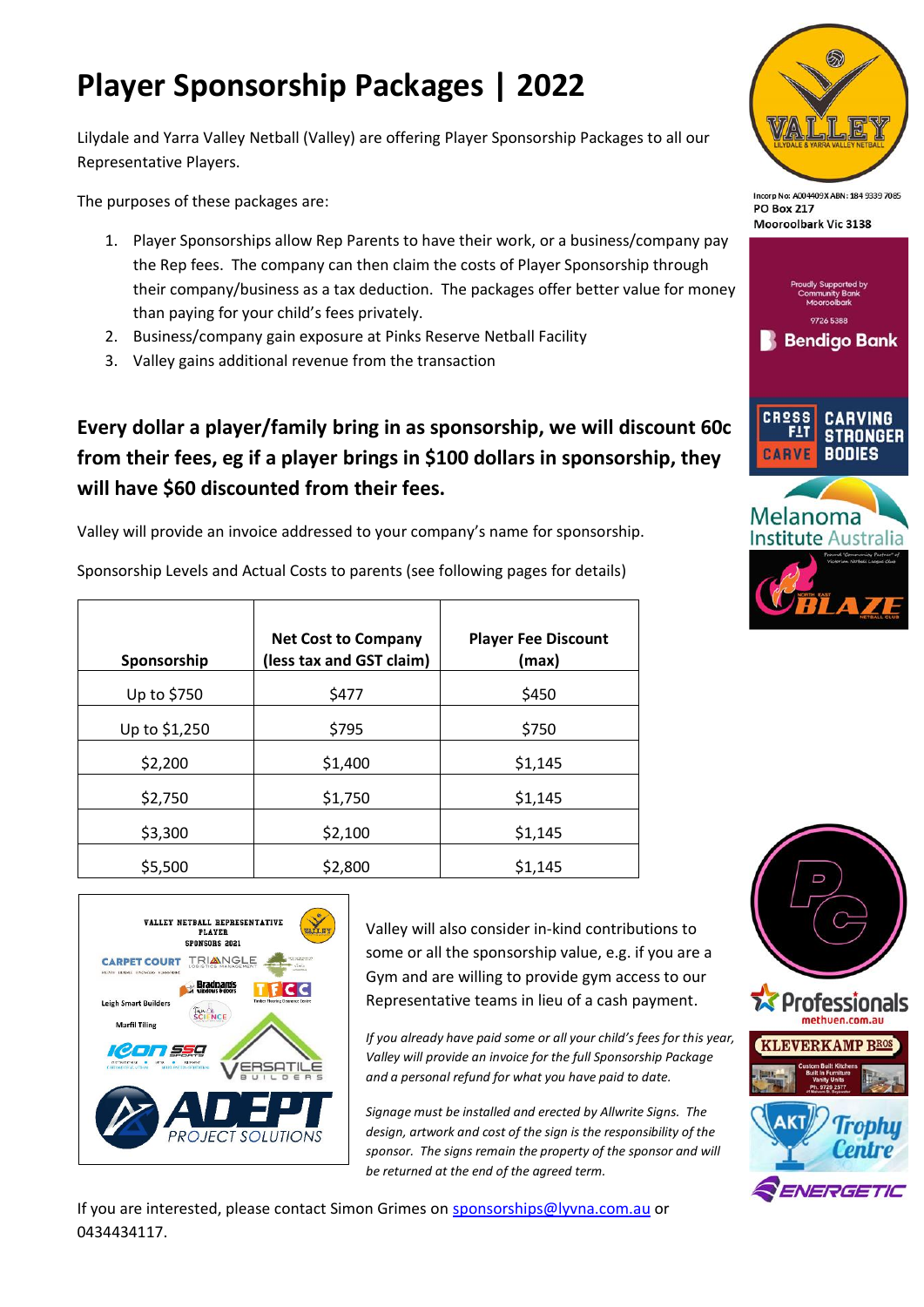# Player Sponsorship Packages | 2022

Lilydale and Yarra Valley Netball (Valley) are offering Player Sponsorship Packages to all our Representative Players.

The purposes of these packages are:

1. Player Sponsorships allow Rep Parents to have their work, or a business/company pay the Rep fees. The company can then claim the costs of Player Sponsorship through their company/business as a tax deduction. The packages offer better value for money than paying for your child's fees privately.
2. Business/company gain exposure at Pinks Reserve Netball Facility
3. Valley gains additional revenue from the transaction

**Every dollar a player/family bring in as sponsorship, we will discount 60c from their fees, eg if a player brings in $100 dollars in sponsorship, they will have $60 discounted from their fees.**

Valley will provide an invoice addressed to your company's name for sponsorship.

Sponsorship Levels and Actual Costs to parents (see following pages for details)

| Sponsorship | Net Cost to Company (less tax and GST claim) | Player Fee Discount (max) |
|---|---|---|
| Up to $750 | $477 | $450 |
| Up to $1,250 | $795 | $750 |
| $2,200 | $1,400 | $1,145 |
| $2,750 | $1,750 | $1,145 |
| $3,300 | $2,100 | $1,145 |
| $5,500 | $2,800 | $1,145 |

Valley will also consider in-kind contributions to some or all the sponsorship value, e.g. if you are a Gym and are willing to provide gym access to our Representative teams in lieu of a cash payment.

*If you already have paid some or all your child's fees for this year, Valley will provide an invoice for the full Sponsorship Package and a personal refund for what you have paid to date.*

*Signage must be installed and erected by Allwrite Signs. The design, artwork and cost of the sign is the responsibility of the sponsor. The signs remain the property of the sponsor and will be returned at the end of the agreed term.*

If you are interested, please contact Simon Grimes on sponsorships@lyvna.com.au or 0434434117.

Incorp No: A004409X ABN: 184 9339 7085
PO Box 217
Mooroolbark Vic 3138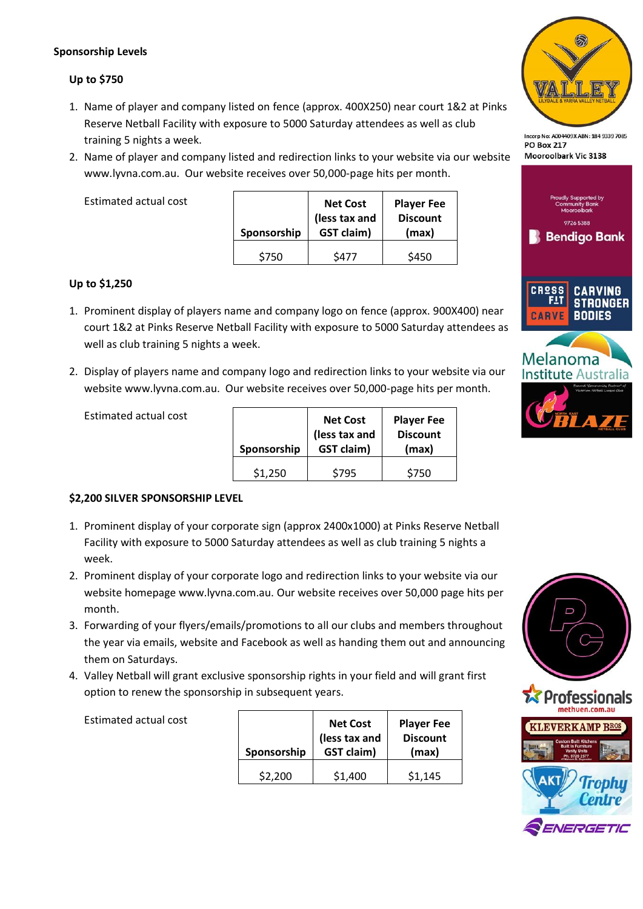**Sponsorship Levels**

**Up to $750**

1. Name of player and company listed on fence (approx. 400X250) near court 1&2 at Pinks Reserve Netball Facility with exposure to 5000 Saturday attendees as well as club training 5 nights a week.
2. Name of player and company listed and redirection links to your website via our website www.lyvna.com.au. Our website receives over 50,000-page hits per month.

Estimated actual cost

| Sponsorship | Net Cost (less tax and GST claim) | Player Fee Discount (max) |
|---|---|---|
| $750 | $477 | $450 |

**Up to $1,250**

1. Prominent display of players name and company logo on fence (approx. 900X400) near court 1&2 at Pinks Reserve Netball Facility with exposure to 5000 Saturday attendees as well as club training 5 nights a week.

2. Display of players name and company logo and redirection links to your website via our website www.lyvna.com.au. Our website receives over 50,000-page hits per month.

Estimated actual cost

| Sponsorship | Net Cost (less tax and GST claim) | Player Fee Discount (max) |
|---|---|---|
| $1,250 | $795 | $750 |

**$2,200 SILVER SPONSORSHIP LEVEL**

1. Prominent display of your corporate sign (approx 2400x1000) at Pinks Reserve Netball Facility with exposure to 5000 Saturday attendees as well as club training 5 nights a week.
2. Prominent display of your corporate logo and redirection links to your website via our website homepage www.lyvna.com.au. Our website receives over 50,000 page hits per month.
3. Forwarding of your flyers/emails/promotions to all our clubs and members throughout the year via emails, website and Facebook as well as handing them out and announcing them on Saturdays.
4. Valley Netball will grant exclusive sponsorship rights in your field and will grant first option to renew the sponsorship in subsequent years.

Estimated actual cost

| Sponsorship | Net Cost (less tax and GST claim) | Player Fee Discount (max) |
|---|---|---|
| $2,200 | $1,400 | $1,145 |

Incorp No: A004409X ABN: 184 9339 7085
PO Box 217
Mooroolbark Vic 3138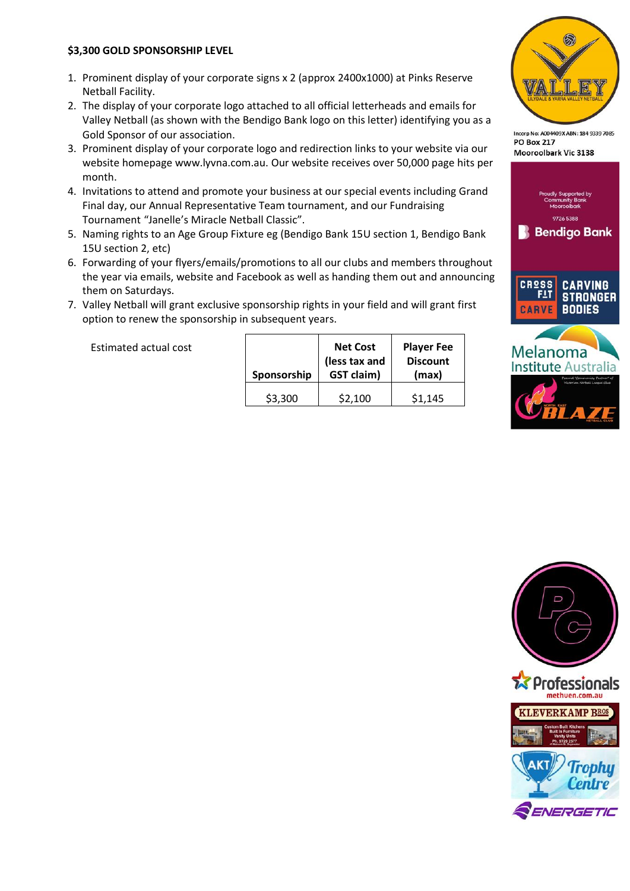**$3,300 GOLD SPONSORSHIP LEVEL**

1. Prominent display of your corporate signs x 2 (approx 2400x1000) at Pinks Reserve Netball Facility.
2. The display of your corporate logo attached to all official letterheads and emails for Valley Netball (as shown with the Bendigo Bank logo on this letter) identifying you as a Gold Sponsor of our association.
3. Prominent display of your corporate logo and redirection links to your website via our website homepage www.lyvna.com.au. Our website receives over 50,000 page hits per month.
4. Invitations to attend and promote your business at our special events including Grand Final day, our Annual Representative Team tournament, and our Fundraising Tournament "Janelle's Miracle Netball Classic".
5. Naming rights to an Age Group Fixture eg (Bendigo Bank 15U section 1, Bendigo Bank 15U section 2, etc)
6. Forwarding of your flyers/emails/promotions to all our clubs and members throughout the year via emails, website and Facebook as well as handing them out and announcing them on Saturdays.
7. Valley Netball will grant exclusive sponsorship rights in your field and will grant first option to renew the sponsorship in subsequent years.

Estimated actual cost

| Sponsorship | Net Cost (less tax and GST claim) | Player Fee Discount (max) |
|---|---|---|
| $3,300 | $2,100 | $1,145 |

Incorp No: A004409X ABN: 184 9339 7085
PO Box 217
Mooroolbark Vic 3138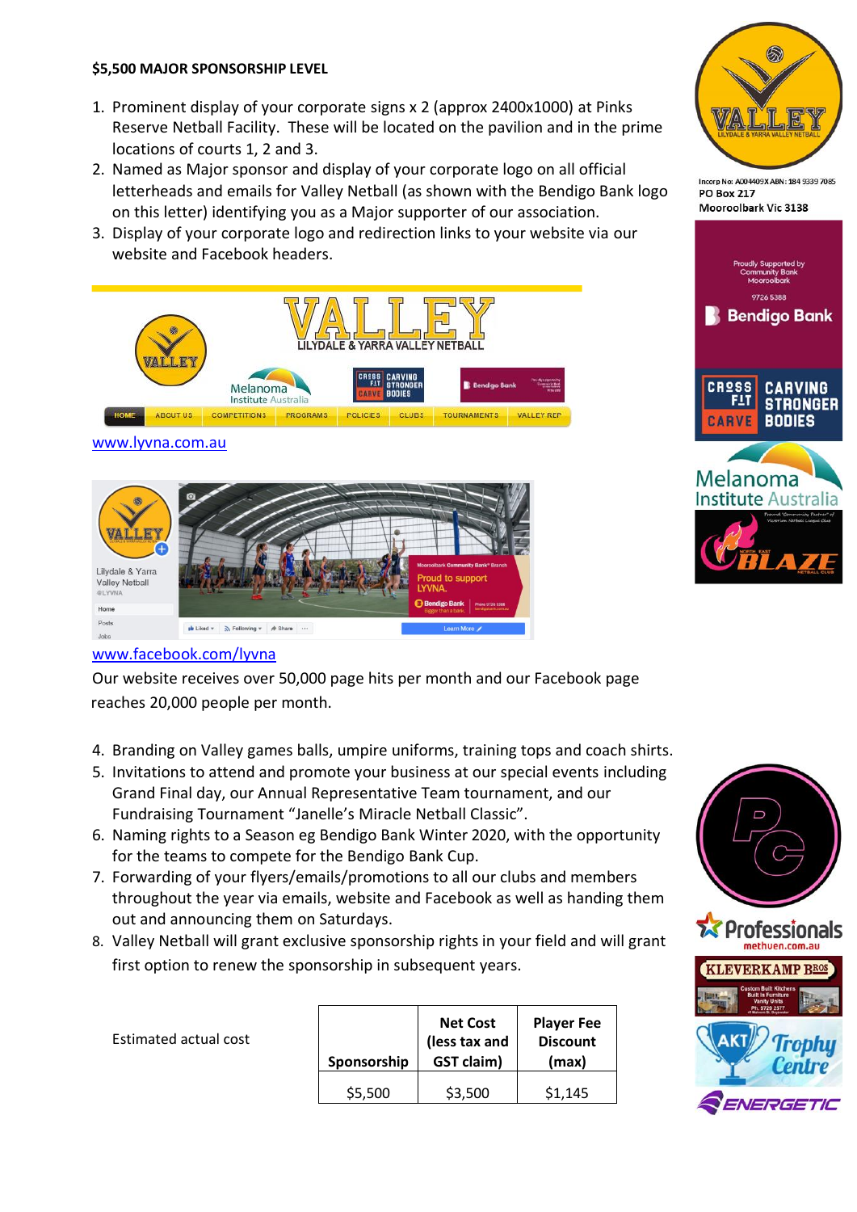**$5,500 MAJOR SPONSORSHIP LEVEL**

1. Prominent display of your corporate signs x 2 (approx 2400x1000) at Pinks Reserve Netball Facility. These will be located on the pavilion and in the prime locations of courts 1, 2 and 3.
2. Named as Major sponsor and display of your corporate logo on all official letterheads and emails for Valley Netball (as shown with the Bendigo Bank logo on this letter) identifying you as a Major supporter of our association.
3. Display of your corporate logo and redirection links to your website via our website and Facebook headers.

www.lyvna.com.au

www.facebook.com/lyvna

Our website receives over 50,000 page hits per month and our Facebook page reaches 20,000 people per month.

4. Branding on Valley games balls, umpire uniforms, training tops and coach shirts.
5. Invitations to attend and promote your business at our special events including Grand Final day, our Annual Representative Team tournament, and our Fundraising Tournament "Janelle's Miracle Netball Classic".
6. Naming rights to a Season eg Bendigo Bank Winter 2020, with the opportunity for the teams to compete for the Bendigo Bank Cup.
7. Forwarding of your flyers/emails/promotions to all our clubs and members throughout the year via emails, website and Facebook as well as handing them out and announcing them on Saturdays.
8. Valley Netball will grant exclusive sponsorship rights in your field and will grant first option to renew the sponsorship in subsequent years.

Estimated actual cost

| Sponsorship | Net Cost (less tax and GST claim) | Player Fee Discount (max) |
|---|---|---|
| $5,500 | $3,500 | $1,145 |

Incorp No: A004409X ABN: 184 9339 7085
PO Box 217
Mooroolbark Vic 3138